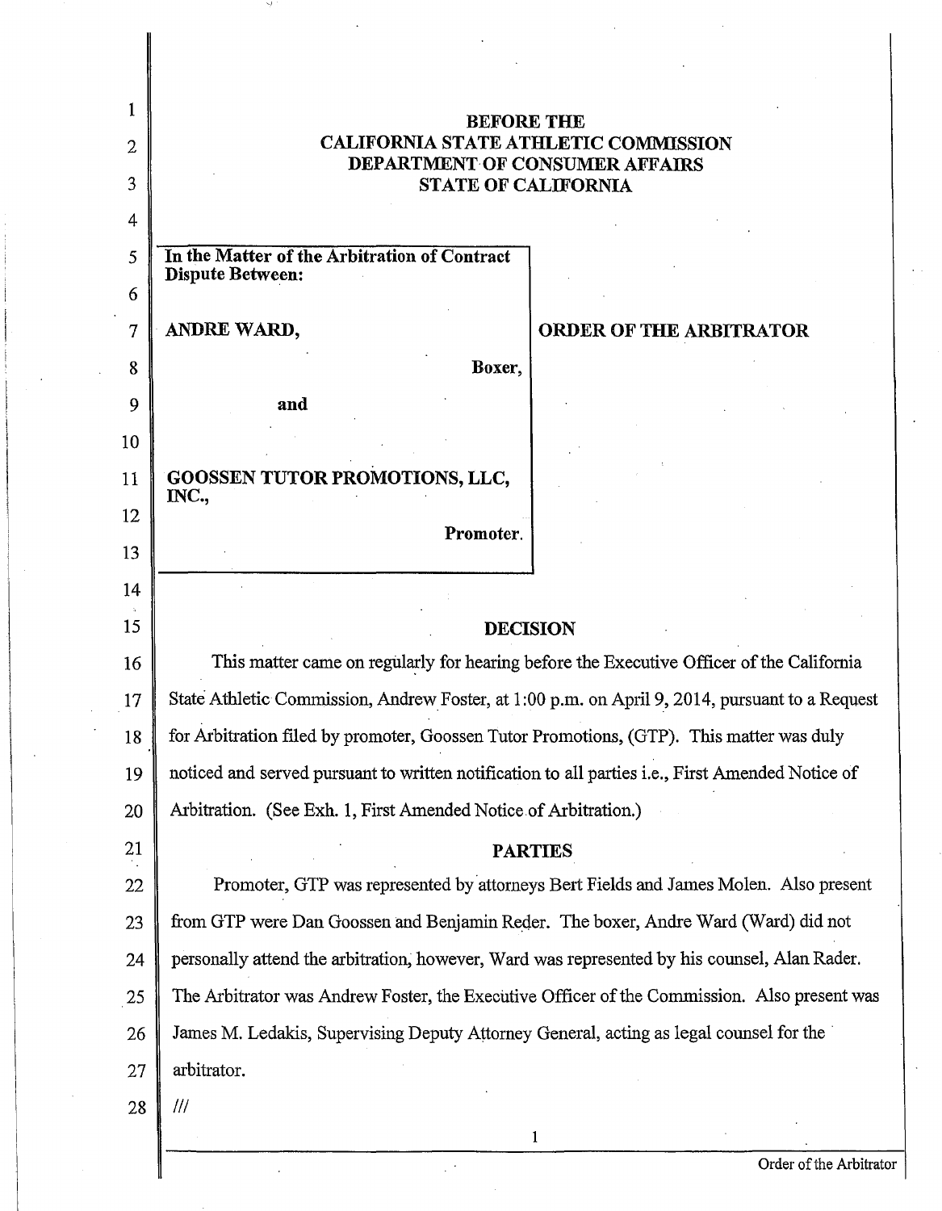**BEFORE THE**
**CALIFORNIA STATE ATHLETIC COMMISSION**
**DEPARTMENT OF CONSUMER AFFAIRS**
**STATE OF CALIFORNIA**

| | |
|---|---|
| **In the Matter of the Arbitration of Contract Dispute Between:**<br><br>**ANDRE WARD,**<br><br>**Boxer,**<br><br>**and**<br><br>**GOOSSEN TUTOR PROMOTIONS, LLC, INC.,**<br><br>**Promoter.** | **ORDER OF THE ARBITRATOR** |

## DECISION

This matter came on regularly for hearing before the Executive Officer of the California State Athletic Commission, Andrew Foster, at 1:00 p.m. on April 9, 2014, pursuant to a Request for Arbitration filed by promoter, Goossen Tutor Promotions, (GTP). This matter was duly noticed and served pursuant to written notification to all parties i.e., First Amended Notice of Arbitration. (See Exh. 1, First Amended Notice of Arbitration.)

## PARTIES

Promoter, GTP was represented by attorneys Bert Fields and James Molen. Also present from GTP were Dan Goossen and Benjamin Reder. The boxer, Andre Ward (Ward) did not personally attend the arbitration, however, Ward was represented by his counsel, Alan Rader. The Arbitrator was Andrew Foster, the Executive Officer of the Commission. Also present was James M. Ledakis, Supervising Deputy Attorney General, acting as legal counsel for the arbitrator.

///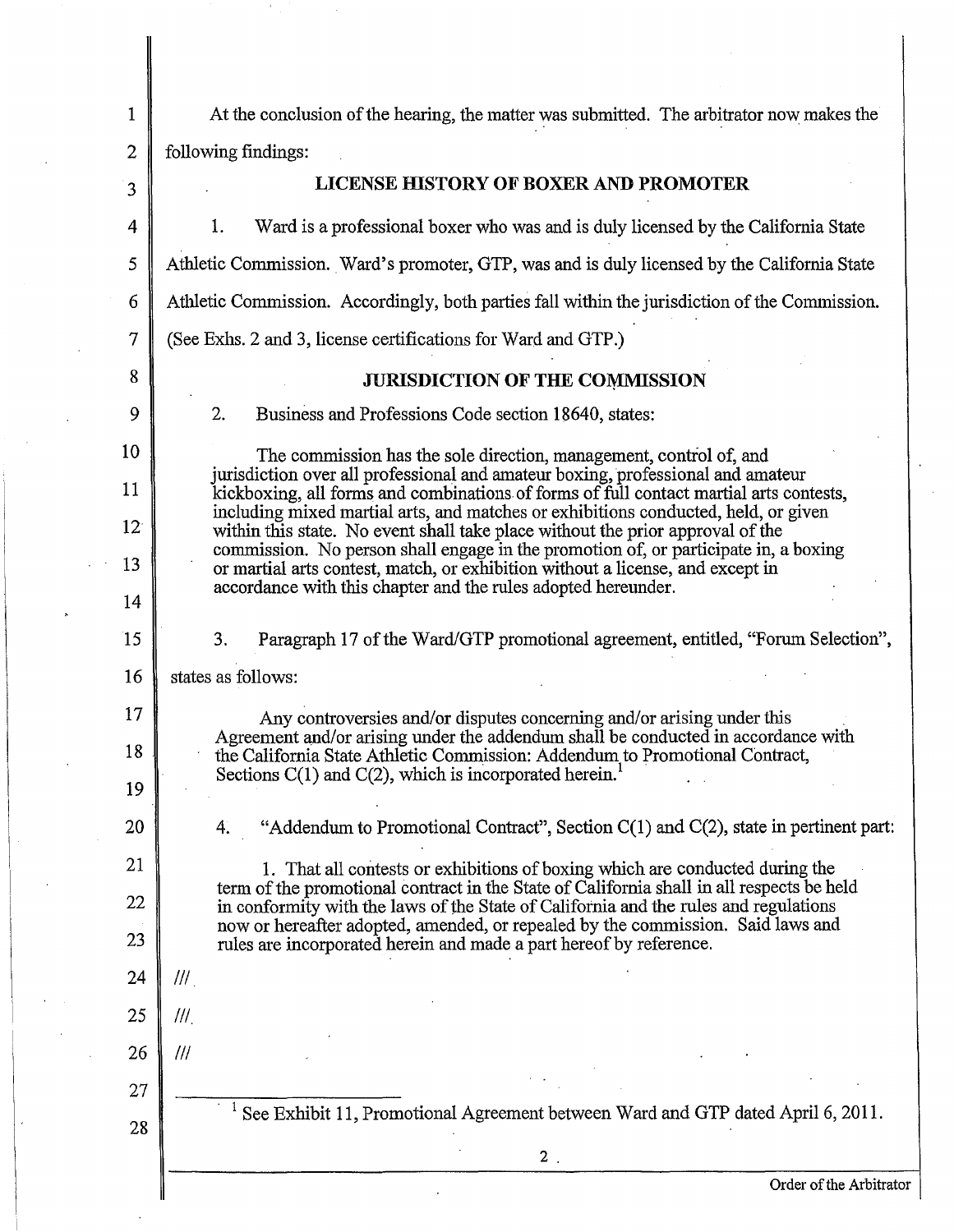At the conclusion of the hearing, the matter was submitted. The arbitrator now makes the following findings:

## LICENSE HISTORY OF BOXER AND PROMOTER

1. Ward is a professional boxer who was and is duly licensed by the California State Athletic Commission. Ward's promoter, GTP, was and is duly licensed by the California State Athletic Commission. Accordingly, both parties fall within the jurisdiction of the Commission. (See Exhs. 2 and 3, license certifications for Ward and GTP.)

## JURISDICTION OF THE COMMISSION

2. Business and Professions Code section 18640, states:

> The commission has the sole direction, management, control of, and jurisdiction over all professional and amateur boxing, professional and amateur kickboxing, all forms and combinations of forms of full contact martial arts contests, including mixed martial arts, and matches or exhibitions conducted, held, or given within this state. No event shall take place without the prior approval of the commission. No person shall engage in the promotion of, or participate in, a boxing or martial arts contest, match, or exhibition without a license, and except in accordance with this chapter and the rules adopted hereunder.

3. Paragraph 17 of the Ward/GTP promotional agreement, entitled, "Forum Selection", states as follows:

> Any controversies and/or disputes concerning and/or arising under this Agreement and/or arising under the addendum shall be conducted in accordance with the California State Athletic Commission: Addendum to Promotional Contract, Sections C(1) and C(2), which is incorporated herein.[1]

4. "Addendum to Promotional Contract", Section C(1) and C(2), state in pertinent part:

> 1. That all contests or exhibitions of boxing which are conducted during the term of the promotional contract in the State of California shall in all respects be held in conformity with the laws of the State of California and the rules and regulations now or hereafter adopted, amended, or repealed by the commission. Said laws and rules are incorporated herein and made a part hereof by reference.

///

///

///

---

[1] See Exhibit 11, Promotional Agreement between Ward and GTP dated April 6, 2011.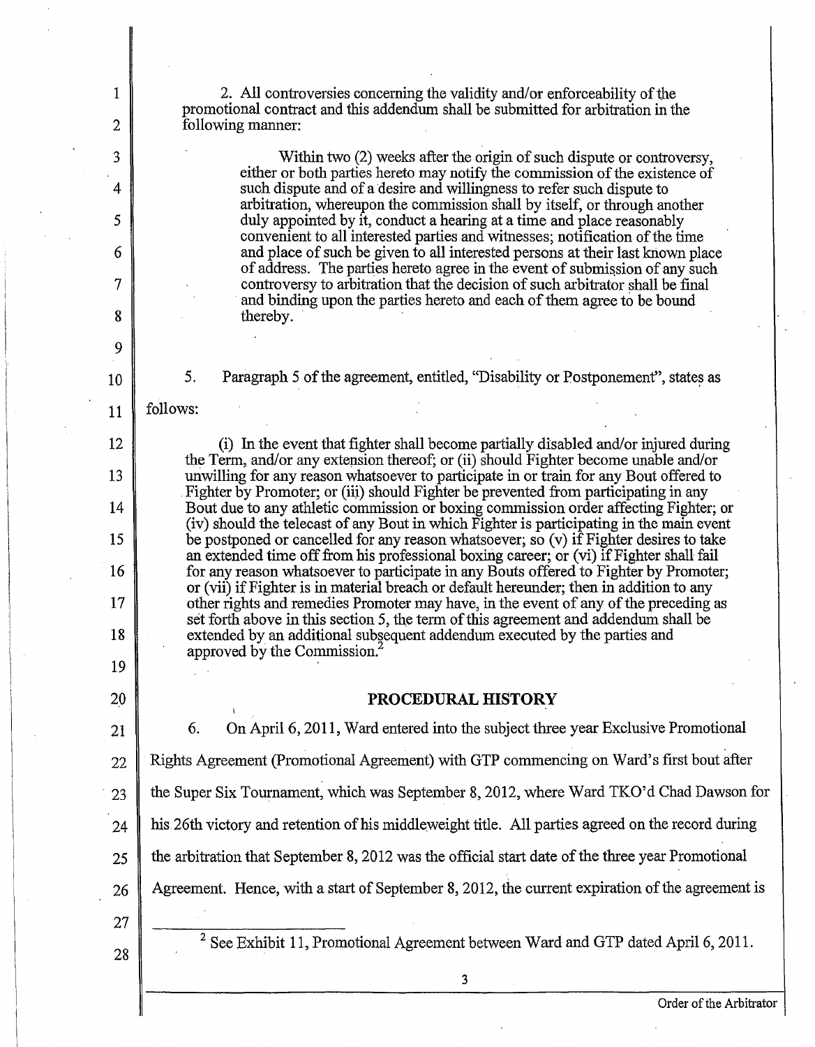2. All controversies concerning the validity and/or enforceability of the promotional contract and this addendum shall be submitted for arbitration in the following manner:

> Within two (2) weeks after the origin of such dispute or controversy, either or both parties hereto may notify the commission of the existence of such dispute and of a desire and willingness to refer such dispute to arbitration, whereupon the commission shall by itself, or through another duly appointed by it, conduct a hearing at a time and place reasonably convenient to all interested parties and witnesses; notification of the time and place of such be given to all interested persons at their last known place of address. The parties hereto agree in the event of submission of any such controversy to arbitration that the decision of such arbitrator shall be final and binding upon the parties hereto and each of them agree to be bound thereby.

5. Paragraph 5 of the agreement, entitled, "Disability or Postponement", states as follows:

> (i) In the event that fighter shall become partially disabled and/or injured during the Term, and/or any extension thereof; or (ii) should Fighter become unable and/or unwilling for any reason whatsoever to participate in or train for any Bout offered to Fighter by Promoter; or (iii) should Fighter be prevented from participating in any Bout due to any athletic commission or boxing commission order affecting Fighter; or (iv) should the telecast of any Bout in which Fighter is participating in the main event be postponed or cancelled for any reason whatsoever; so (v) if Fighter desires to take an extended time off from his professional boxing career; or (vi) if Fighter shall fail for any reason whatsoever to participate in any Bouts offered to Fighter by Promoter; or (vii) if Fighter is in material breach or default hereunder; then in addition to any other rights and remedies Promoter may have, in the event of any of the preceding as set forth above in this section 5, the term of this agreement and addendum shall be extended by an additional subsequent addendum executed by the parties and approved by the Commission.[2]

## PROCEDURAL HISTORY

6. On April 6, 2011, Ward entered into the subject three year Exclusive Promotional Rights Agreement (Promotional Agreement) with GTP commencing on Ward's first bout after the Super Six Tournament, which was September 8, 2012, where Ward TKO'd Chad Dawson for his 26th victory and retention of his middleweight title. All parties agreed on the record during the arbitration that September 8, 2012 was the official start date of the three year Promotional Agreement. Hence, with a start of September 8, 2012, the current expiration of the agreement is

---

[2] See Exhibit 11, Promotional Agreement between Ward and GTP dated April 6, 2011.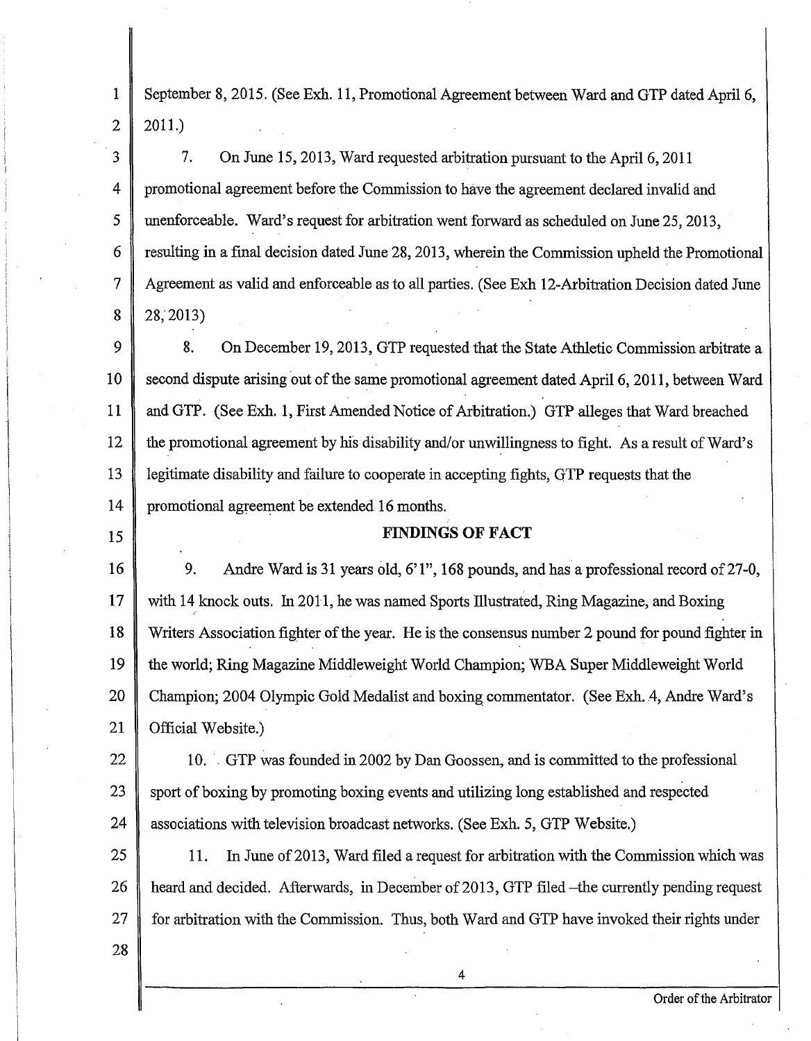September 8, 2015. (See Exh. 11, Promotional Agreement between Ward and GTP dated April 6, 2011.)

7. On June 15, 2013, Ward requested arbitration pursuant to the April 6, 2011 promotional agreement before the Commission to have the agreement declared invalid and unenforceable. Ward's request for arbitration went forward as scheduled on June 25, 2013, resulting in a final decision dated June 28, 2013, wherein the Commission upheld the Promotional Agreement as valid and enforceable as to all parties. (See Exh 12-Arbitration Decision dated June 28, 2013)

8. On December 19, 2013, GTP requested that the State Athletic Commission arbitrate a second dispute arising out of the same promotional agreement dated April 6, 2011, between Ward and GTP. (See Exh. 1, First Amended Notice of Arbitration.) GTP alleges that Ward breached the promotional agreement by his disability and/or unwillingness to fight. As a result of Ward's legitimate disability and failure to cooperate in accepting fights, GTP requests that the promotional agreement be extended 16 months.

## FINDINGS OF FACT

9. Andre Ward is 31 years old, 6'1", 168 pounds, and has a professional record of 27-0, with 14 knock outs. In 2011, he was named Sports Illustrated, Ring Magazine, and Boxing Writers Association fighter of the year. He is the consensus number 2 pound for pound fighter in the world; Ring Magazine Middleweight World Champion; WBA Super Middleweight World Champion; 2004 Olympic Gold Medalist and boxing commentator. (See Exh. 4, Andre Ward's Official Website.)

10. GTP was founded in 2002 by Dan Goossen, and is committed to the professional sport of boxing by promoting boxing events and utilizing long established and respected associations with television broadcast networks. (See Exh. 5, GTP Website.)

11. In June of 2013, Ward filed a request for arbitration with the Commission which was heard and decided. Afterwards, in December of 2013, GTP filed –the currently pending request for arbitration with the Commission. Thus, both Ward and GTP have invoked their rights under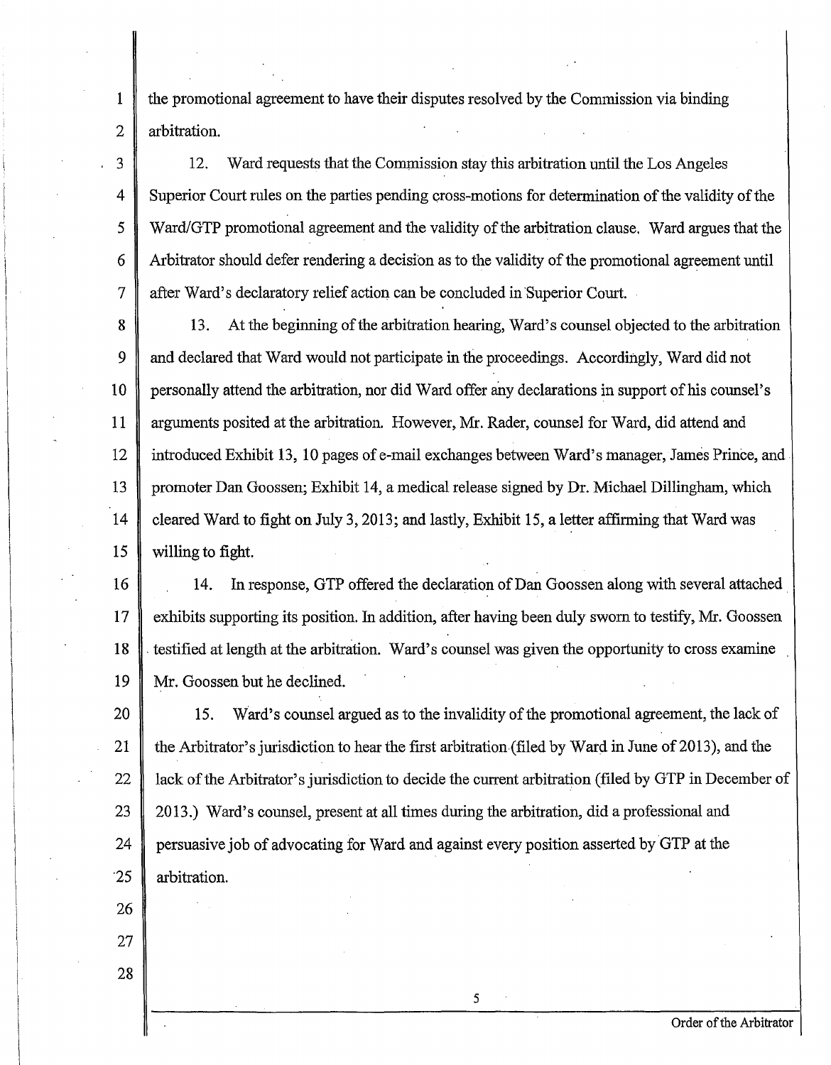the promotional agreement to have their disputes resolved by the Commission via binding arbitration.

12. Ward requests that the Commission stay this arbitration until the Los Angeles Superior Court rules on the parties pending cross-motions for determination of the validity of the Ward/GTP promotional agreement and the validity of the arbitration clause. Ward argues that the Arbitrator should defer rendering a decision as to the validity of the promotional agreement until after Ward's declaratory relief action can be concluded in Superior Court.

13. At the beginning of the arbitration hearing, Ward's counsel objected to the arbitration and declared that Ward would not participate in the proceedings. Accordingly, Ward did not personally attend the arbitration, nor did Ward offer any declarations in support of his counsel's arguments posited at the arbitration. However, Mr. Rader, counsel for Ward, did attend and introduced Exhibit 13, 10 pages of e-mail exchanges between Ward's manager, James Prince, and promoter Dan Goossen; Exhibit 14, a medical release signed by Dr. Michael Dillingham, which cleared Ward to fight on July 3, 2013; and lastly, Exhibit 15, a letter affirming that Ward was willing to fight.

14. In response, GTP offered the declaration of Dan Goossen along with several attached exhibits supporting its position. In addition, after having been duly sworn to testify, Mr. Goossen testified at length at the arbitration. Ward's counsel was given the opportunity to cross examine Mr. Goossen but he declined.

15. Ward's counsel argued as to the invalidity of the promotional agreement, the lack of the Arbitrator's jurisdiction to hear the first arbitration (filed by Ward in June of 2013), and the lack of the Arbitrator's jurisdiction to decide the current arbitration (filed by GTP in December of 2013.) Ward's counsel, present at all times during the arbitration, did a professional and persuasive job of advocating for Ward and against every position asserted by GTP at the arbitration.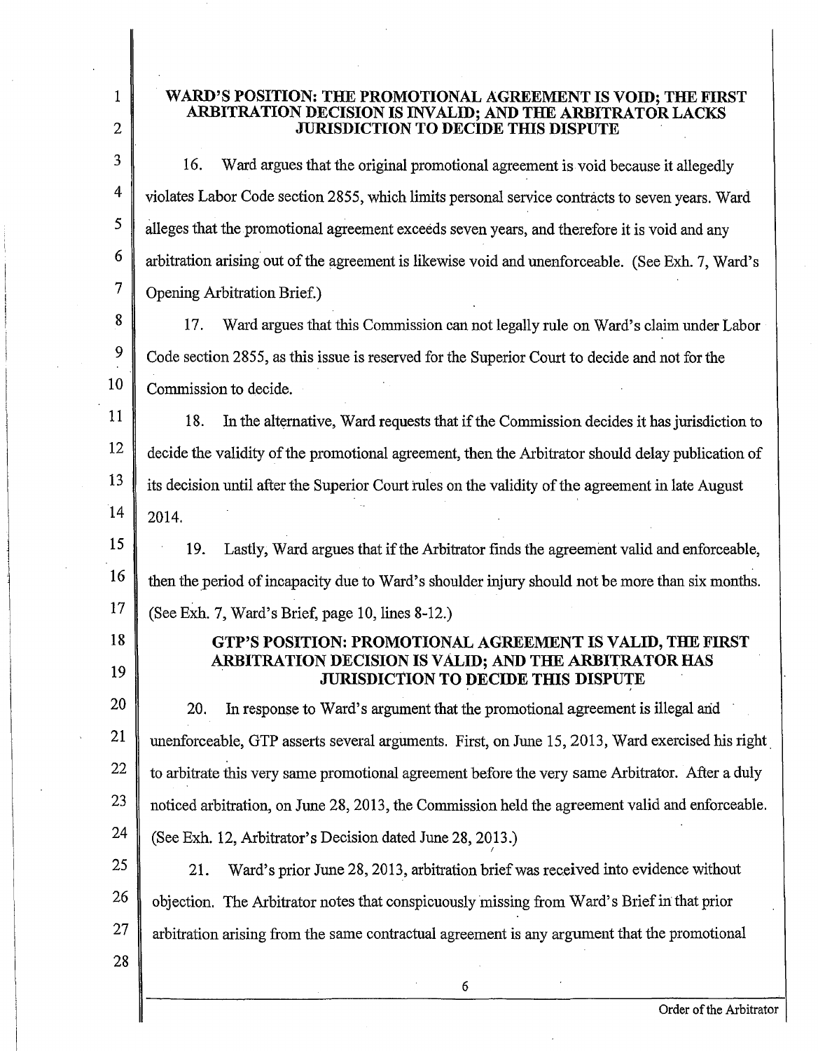### WARD'S POSITION: THE PROMOTIONAL AGREEMENT IS VOID; THE FIRST ARBITRATION DECISION IS INVALID; AND THE ARBITRATOR LACKS JURISDICTION TO DECIDE THIS DISPUTE

16. Ward argues that the original promotional agreement is void because it allegedly violates Labor Code section 2855, which limits personal service contracts to seven years. Ward alleges that the promotional agreement exceeds seven years, and therefore it is void and any arbitration arising out of the agreement is likewise void and unenforceable. (See Exh. 7, Ward's Opening Arbitration Brief.)

17. Ward argues that this Commission can not legally rule on Ward's claim under Labor Code section 2855, as this issue is reserved for the Superior Court to decide and not for the Commission to decide.

18. In the alternative, Ward requests that if the Commission decides it has jurisdiction to decide the validity of the promotional agreement, then the Arbitrator should delay publication of its decision until after the Superior Court rules on the validity of the agreement in late August 2014.

19. Lastly, Ward argues that if the Arbitrator finds the agreement valid and enforceable, then the period of incapacity due to Ward's shoulder injury should not be more than six months. (See Exh. 7, Ward's Brief, page 10, lines 8-12.)

### GTP'S POSITION: PROMOTIONAL AGREEMENT IS VALID, THE FIRST ARBITRATION DECISION IS VALID; AND THE ARBITRATOR HAS JURISDICTION TO DECIDE THIS DISPUTE

20. In response to Ward's argument that the promotional agreement is illegal and unenforceable, GTP asserts several arguments. First, on June 15, 2013, Ward exercised his right to arbitrate this very same promotional agreement before the very same Arbitrator. After a duly noticed arbitration, on June 28, 2013, the Commission held the agreement valid and enforceable. (See Exh. 12, Arbitrator's Decision dated June 28, 2013.)

21. Ward's prior June 28, 2013, arbitration brief was received into evidence without objection. The Arbitrator notes that conspicuously missing from Ward's Brief in that prior arbitration arising from the same contractual agreement is any argument that the promotional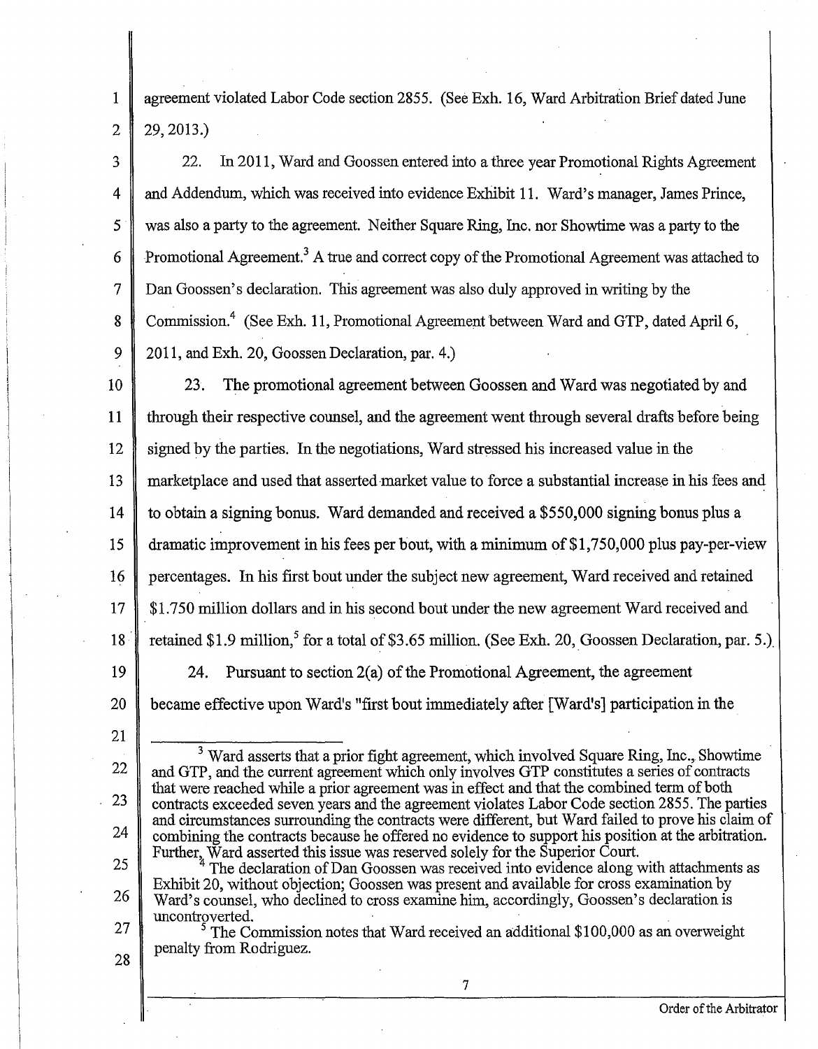agreement violated Labor Code section 2855. (See Exh. 16, Ward Arbitration Brief dated June 29, 2013.)

22. In 2011, Ward and Goossen entered into a three year Promotional Rights Agreement and Addendum, which was received into evidence Exhibit 11. Ward's manager, James Prince, was also a party to the agreement. Neither Square Ring, Inc. nor Showtime was a party to the Promotional Agreement.[3] A true and correct copy of the Promotional Agreement was attached to Dan Goossen's declaration. This agreement was also duly approved in writing by the Commission.[4] (See Exh. 11, Promotional Agreement between Ward and GTP, dated April 6, 2011, and Exh. 20, Goossen Declaration, par. 4.)

23. The promotional agreement between Goossen and Ward was negotiated by and through their respective counsel, and the agreement went through several drafts before being signed by the parties. In the negotiations, Ward stressed his increased value in the marketplace and used that asserted market value to force a substantial increase in his fees and to obtain a signing bonus. Ward demanded and received a $550,000 signing bonus plus a dramatic improvement in his fees per bout, with a minimum of $1,750,000 plus pay-per-view percentages. In his first bout under the subject new agreement, Ward received and retained $1.750 million dollars and in his second bout under the new agreement Ward received and retained $1.9 million,[5] for a total of $3.65 million. (See Exh. 20, Goossen Declaration, par. 5.)

24. Pursuant to section 2(a) of the Promotional Agreement, the agreement became effective upon Ward's "first bout immediately after [Ward's] participation in the

---

[3] Ward asserts that a prior fight agreement, which involved Square Ring, Inc., Showtime and GTP, and the current agreement which only involves GTP constitutes a series of contracts that were reached while a prior agreement was in effect and that the combined term of both contracts exceeded seven years and the agreement violates Labor Code section 2855. The parties and circumstances surrounding the contracts were different, but Ward failed to prove his claim of combining the contracts because he offered no evidence to support his position at the arbitration. Further, Ward asserted this issue was reserved solely for the Superior Court.

[4] The declaration of Dan Goossen was received into evidence along with attachments as Exhibit 20, without objection; Goossen was present and available for cross examination by Ward's counsel, who declined to cross examine him, accordingly, Goossen's declaration is uncontroverted.

[5] The Commission notes that Ward received an additional $100,000 as an overweight penalty from Rodriguez.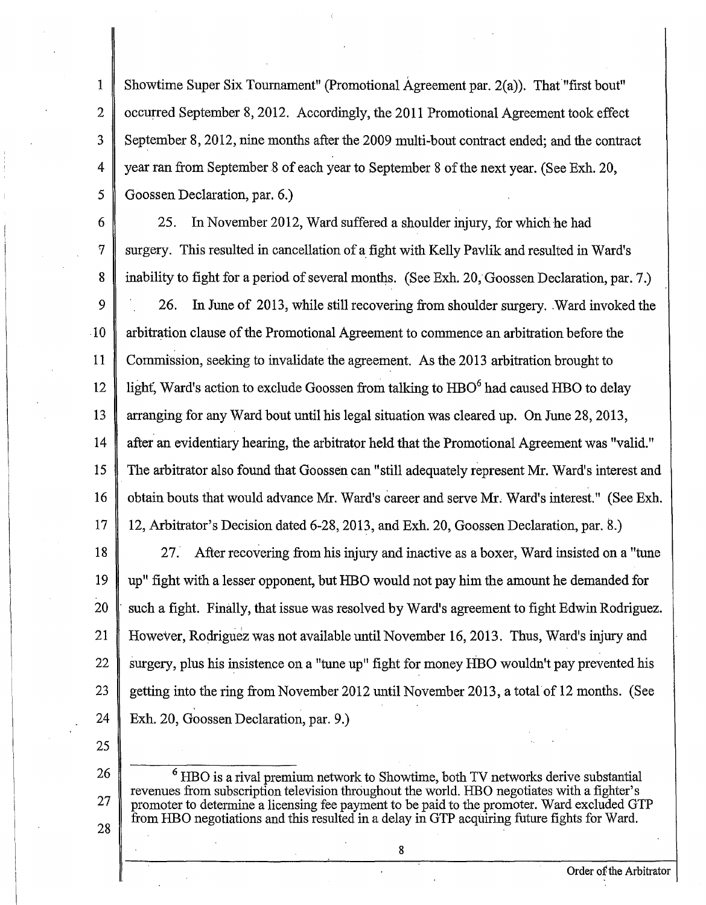Showtime Super Six Tournament" (Promotional Agreement par. 2(a)). That "first bout" occurred September 8, 2012. Accordingly, the 2011 Promotional Agreement took effect September 8, 2012, nine months after the 2009 multi-bout contract ended; and the contract year ran from September 8 of each year to September 8 of the next year. (See Exh. 20, Goossen Declaration, par. 6.)

25. In November 2012, Ward suffered a shoulder injury, for which he had surgery. This resulted in cancellation of a fight with Kelly Pavlik and resulted in Ward's inability to fight for a period of several months. (See Exh. 20, Goossen Declaration, par. 7.)

26. In June of 2013, while still recovering from shoulder surgery. Ward invoked the arbitration clause of the Promotional Agreement to commence an arbitration before the Commission, seeking to invalidate the agreement. As the 2013 arbitration brought to light, Ward's action to exclude Goossen from talking to HBO[6] had caused HBO to delay arranging for any Ward bout until his legal situation was cleared up. On June 28, 2013, after an evidentiary hearing, the arbitrator held that the Promotional Agreement was "valid." The arbitrator also found that Goossen can "still adequately represent Mr. Ward's interest and obtain bouts that would advance Mr. Ward's career and serve Mr. Ward's interest." (See Exh. 12, Arbitrator's Decision dated 6-28, 2013, and Exh. 20, Goossen Declaration, par. 8.)

27. After recovering from his injury and inactive as a boxer, Ward insisted on a "tune up" fight with a lesser opponent, but HBO would not pay him the amount he demanded for such a fight. Finally, that issue was resolved by Ward's agreement to fight Edwin Rodriguez. However, Rodriguez was not available until November 16, 2013. Thus, Ward's injury and surgery, plus his insistence on a "tune up" fight for money HBO wouldn't pay prevented his getting into the ring from November 2012 until November 2013, a total of 12 months. (See Exh. 20, Goossen Declaration, par. 9.)

---

[6] HBO is a rival premium network to Showtime, both TV networks derive substantial revenues from subscription television throughout the world. HBO negotiates with a fighter's promoter to determine a licensing fee payment to be paid to the promoter. Ward excluded GTP from HBO negotiations and this resulted in a delay in GTP acquiring future fights for Ward.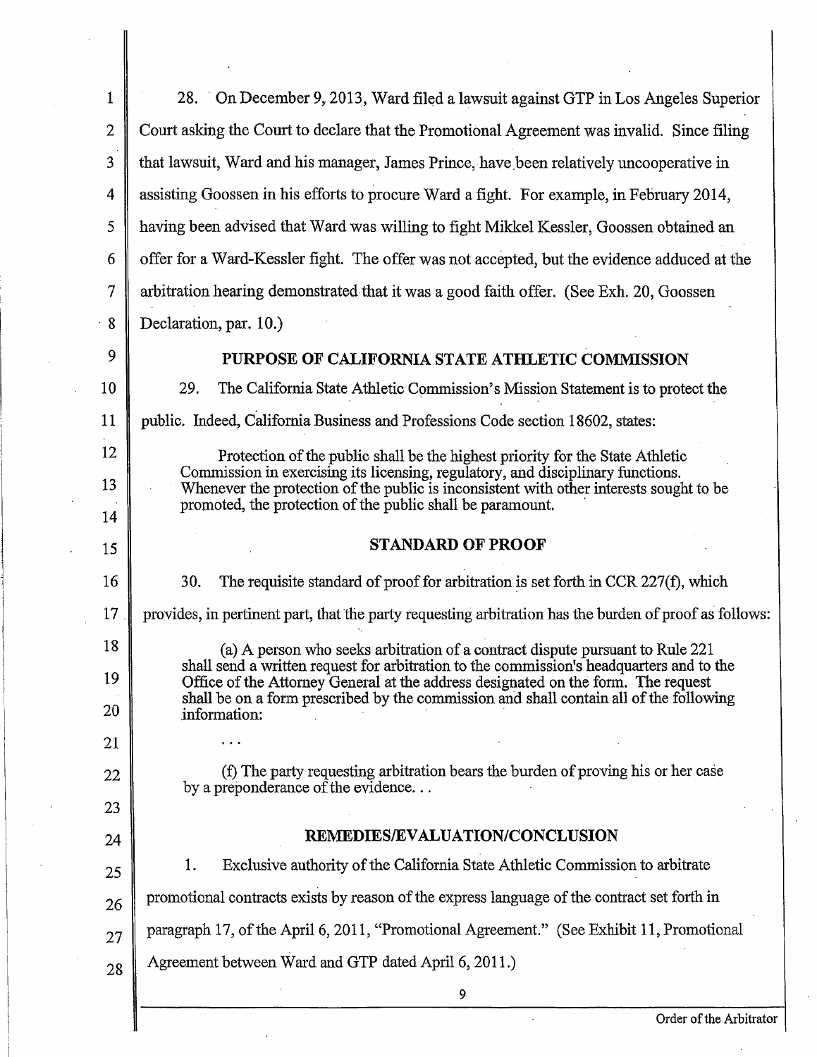28. On December 9, 2013, Ward filed a lawsuit against GTP in Los Angeles Superior Court asking the Court to declare that the Promotional Agreement was invalid. Since filing that lawsuit, Ward and his manager, James Prince, have been relatively uncooperative in assisting Goossen in his efforts to procure Ward a fight. For example, in February 2014, having been advised that Ward was willing to fight Mikkel Kessler, Goossen obtained an offer for a Ward-Kessler fight. The offer was not accepted, but the evidence adduced at the arbitration hearing demonstrated that it was a good faith offer. (See Exh. 20, Goossen Declaration, par. 10.)

## PURPOSE OF CALIFORNIA STATE ATHLETIC COMMISSION

29. The California State Athletic Commission's Mission Statement is to protect the public. Indeed, California Business and Professions Code section 18602, states:

> Protection of the public shall be the highest priority for the State Athletic Commission in exercising its licensing, regulatory, and disciplinary functions. Whenever the protection of the public is inconsistent with other interests sought to be promoted, the protection of the public shall be paramount.

## STANDARD OF PROOF

30. The requisite standard of proof for arbitration is set forth in CCR 227(f), which provides, in pertinent part, that the party requesting arbitration has the burden of proof as follows:

> (a) A person who seeks arbitration of a contract dispute pursuant to Rule 221 shall send a written request for arbitration to the commission's headquarters and to the Office of the Attorney General at the address designated on the form. The request shall be on a form prescribed by the commission and shall contain all of the following information:
>
> . . .
>
> (f) The party requesting arbitration bears the burden of proving his or her case by a preponderance of the evidence. . .

## REMEDIES/EVALUATION/CONCLUSION

1. Exclusive authority of the California State Athletic Commission to arbitrate promotional contracts exists by reason of the express language of the contract set forth in paragraph 17, of the April 6, 2011, "Promotional Agreement." (See Exhibit 11, Promotional Agreement between Ward and GTP dated April 6, 2011.)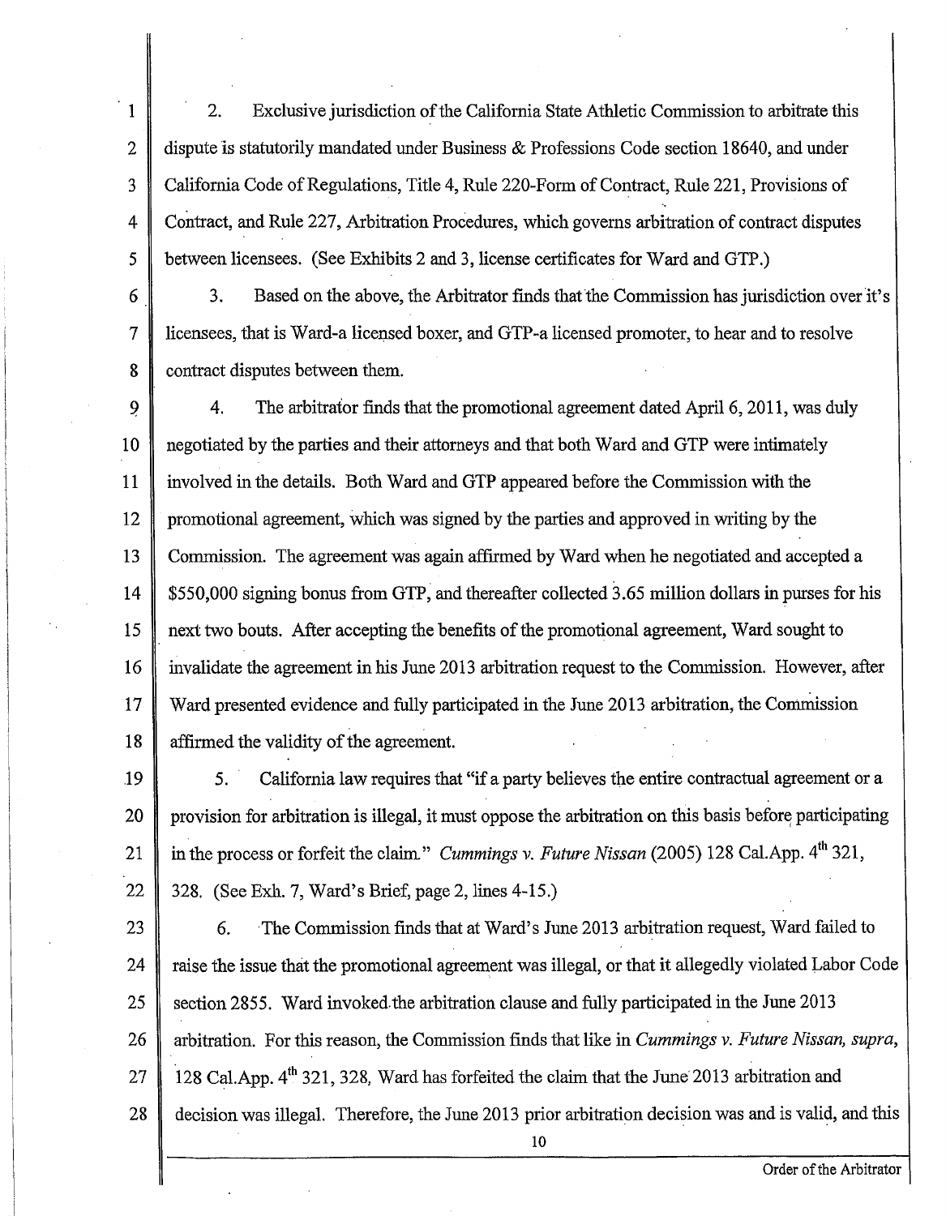2. Exclusive jurisdiction of the California State Athletic Commission to arbitrate this dispute is statutorily mandated under Business & Professions Code section 18640, and under California Code of Regulations, Title 4, Rule 220-Form of Contract, Rule 221, Provisions of Contract, and Rule 227, Arbitration Procedures, which governs arbitration of contract disputes between licensees. (See Exhibits 2 and 3, license certificates for Ward and GTP.)

3. Based on the above, the Arbitrator finds that the Commission has jurisdiction over it's licensees, that is Ward-a licensed boxer, and GTP-a licensed promoter, to hear and to resolve contract disputes between them.

4. The arbitrator finds that the promotional agreement dated April 6, 2011, was duly negotiated by the parties and their attorneys and that both Ward and GTP were intimately involved in the details. Both Ward and GTP appeared before the Commission with the promotional agreement, which was signed by the parties and approved in writing by the Commission. The agreement was again affirmed by Ward when he negotiated and accepted a $550,000 signing bonus from GTP, and thereafter collected 3.65 million dollars in purses for his next two bouts. After accepting the benefits of the promotional agreement, Ward sought to invalidate the agreement in his June 2013 arbitration request to the Commission. However, after Ward presented evidence and fully participated in the June 2013 arbitration, the Commission affirmed the validity of the agreement.

5. California law requires that "if a party believes the entire contractual agreement or a provision for arbitration is illegal, it must oppose the arbitration on this basis before participating in the process or forfeit the claim." *Cummings v. Future Nissan* (2005) 128 Cal.App. 4th 321, 328. (See Exh. 7, Ward's Brief, page 2, lines 4-15.)

6. The Commission finds that at Ward's June 2013 arbitration request, Ward failed to raise the issue that the promotional agreement was illegal, or that it allegedly violated Labor Code section 2855. Ward invoked the arbitration clause and fully participated in the June 2013 arbitration. For this reason, the Commission finds that like in *Cummings v. Future Nissan, supra*, 128 Cal.App. 4th 321, 328, Ward has forfeited the claim that the June 2013 arbitration and decision was illegal. Therefore, the June 2013 prior arbitration decision was and is valid, and this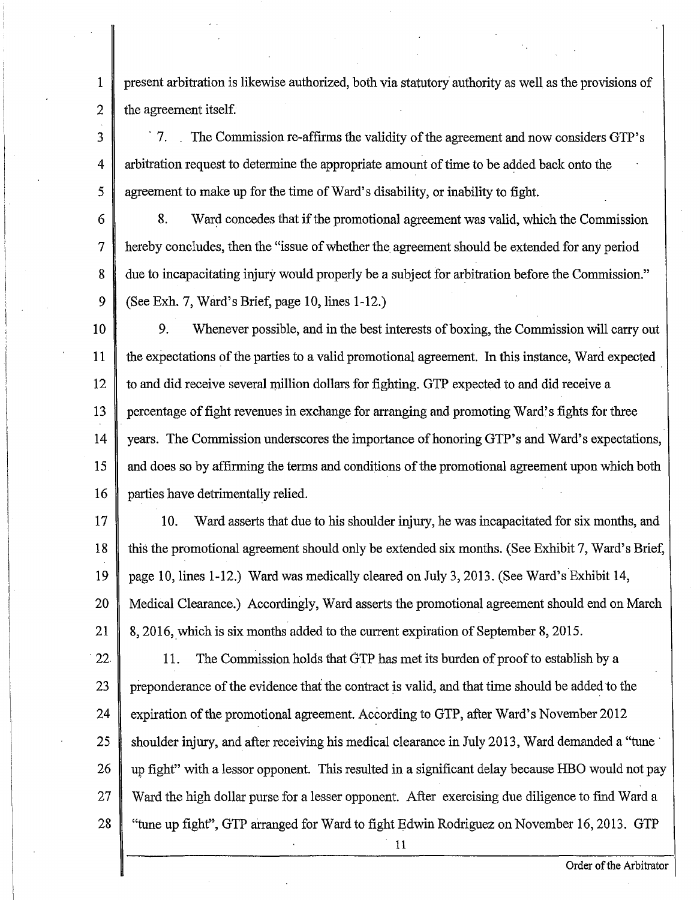present arbitration is likewise authorized, both via statutory authority as well as the provisions of the agreement itself.

7. The Commission re-affirms the validity of the agreement and now considers GTP's arbitration request to determine the appropriate amount of time to be added back onto the agreement to make up for the time of Ward's disability, or inability to fight.

8. Ward concedes that if the promotional agreement was valid, which the Commission hereby concludes, then the "issue of whether the agreement should be extended for any period due to incapacitating injury would properly be a subject for arbitration before the Commission." (See Exh. 7, Ward's Brief, page 10, lines 1-12.)

9. Whenever possible, and in the best interests of boxing, the Commission will carry out the expectations of the parties to a valid promotional agreement. In this instance, Ward expected to and did receive several million dollars for fighting. GTP expected to and did receive a percentage of fight revenues in exchange for arranging and promoting Ward's fights for three years. The Commission underscores the importance of honoring GTP's and Ward's expectations, and does so by affirming the terms and conditions of the promotional agreement upon which both parties have detrimentally relied.

10. Ward asserts that due to his shoulder injury, he was incapacitated for six months, and this the promotional agreement should only be extended six months. (See Exhibit 7, Ward's Brief, page 10, lines 1-12.) Ward was medically cleared on July 3, 2013. (See Ward's Exhibit 14, Medical Clearance.) Accordingly, Ward asserts the promotional agreement should end on March 8, 2016, which is six months added to the current expiration of September 8, 2015.

11. The Commission holds that GTP has met its burden of proof to establish by a preponderance of the evidence that the contract is valid, and that time should be added to the expiration of the promotional agreement. According to GTP, after Ward's November 2012 shoulder injury, and after receiving his medical clearance in July 2013, Ward demanded a "tune up fight" with a lessor opponent. This resulted in a significant delay because HBO would not pay Ward the high dollar purse for a lesser opponent. After exercising due diligence to find Ward a "tune up fight", GTP arranged for Ward to fight Edwin Rodriguez on November 16, 2013. GTP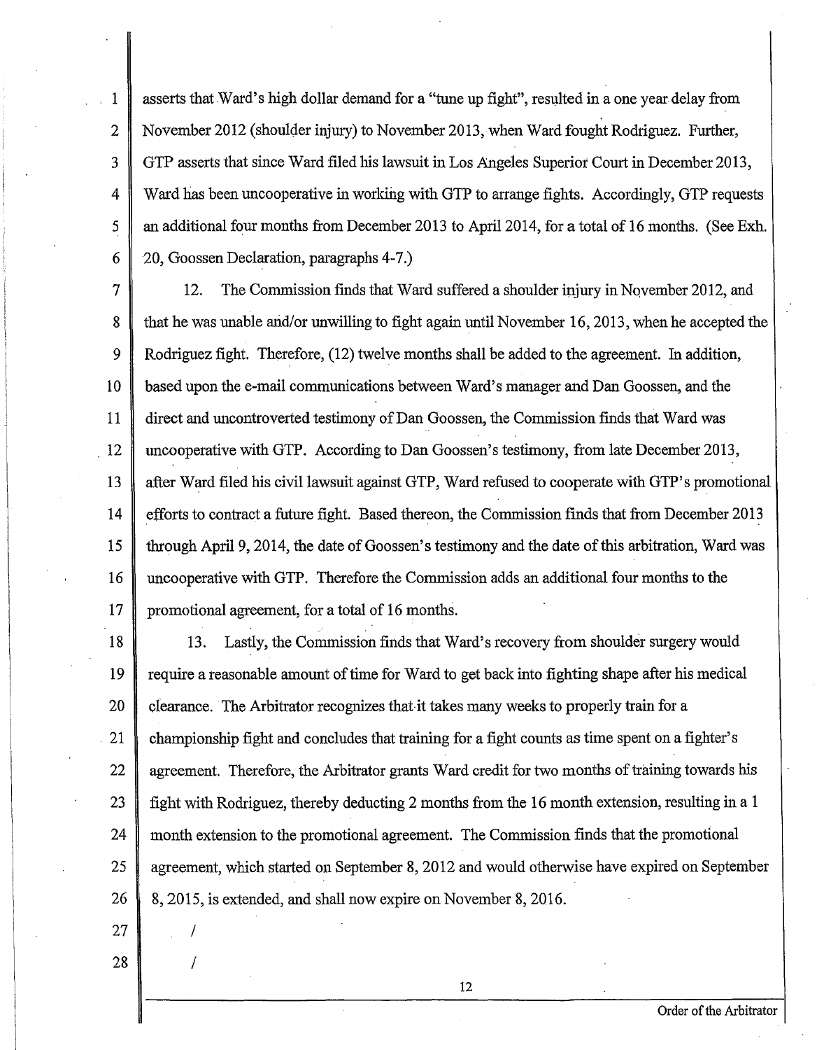asserts that Ward's high dollar demand for a "tune up fight", resulted in a one year delay from November 2012 (shoulder injury) to November 2013, when Ward fought Rodriguez. Further, GTP asserts that since Ward filed his lawsuit in Los Angeles Superior Court in December 2013, Ward has been uncooperative in working with GTP to arrange fights. Accordingly, GTP requests an additional four months from December 2013 to April 2014, for a total of 16 months. (See Exh. 20, Goossen Declaration, paragraphs 4-7.)

12. The Commission finds that Ward suffered a shoulder injury in November 2012, and that he was unable and/or unwilling to fight again until November 16, 2013, when he accepted the Rodriguez fight. Therefore, (12) twelve months shall be added to the agreement. In addition, based upon the e-mail communications between Ward's manager and Dan Goossen, and the direct and uncontroverted testimony of Dan Goossen, the Commission finds that Ward was uncooperative with GTP. According to Dan Goossen's testimony, from late December 2013, after Ward filed his civil lawsuit against GTP, Ward refused to cooperate with GTP's promotional efforts to contract a future fight. Based thereon, the Commission finds that from December 2013 through April 9, 2014, the date of Goossen's testimony and the date of this arbitration, Ward was uncooperative with GTP. Therefore the Commission adds an additional four months to the promotional agreement, for a total of 16 months.

13. Lastly, the Commission finds that Ward's recovery from shoulder surgery would require a reasonable amount of time for Ward to get back into fighting shape after his medical clearance. The Arbitrator recognizes that it takes many weeks to properly train for a championship fight and concludes that training for a fight counts as time spent on a fighter's agreement. Therefore, the Arbitrator grants Ward credit for two months of training towards his fight with Rodriguez, thereby deducting 2 months from the 16 month extension, resulting in a 1 month extension to the promotional agreement. The Commission finds that the promotional agreement, which started on September 8, 2012 and would otherwise have expired on September 8, 2015, is extended, and shall now expire on November 8, 2016.

/

/

Order of the Arbitrator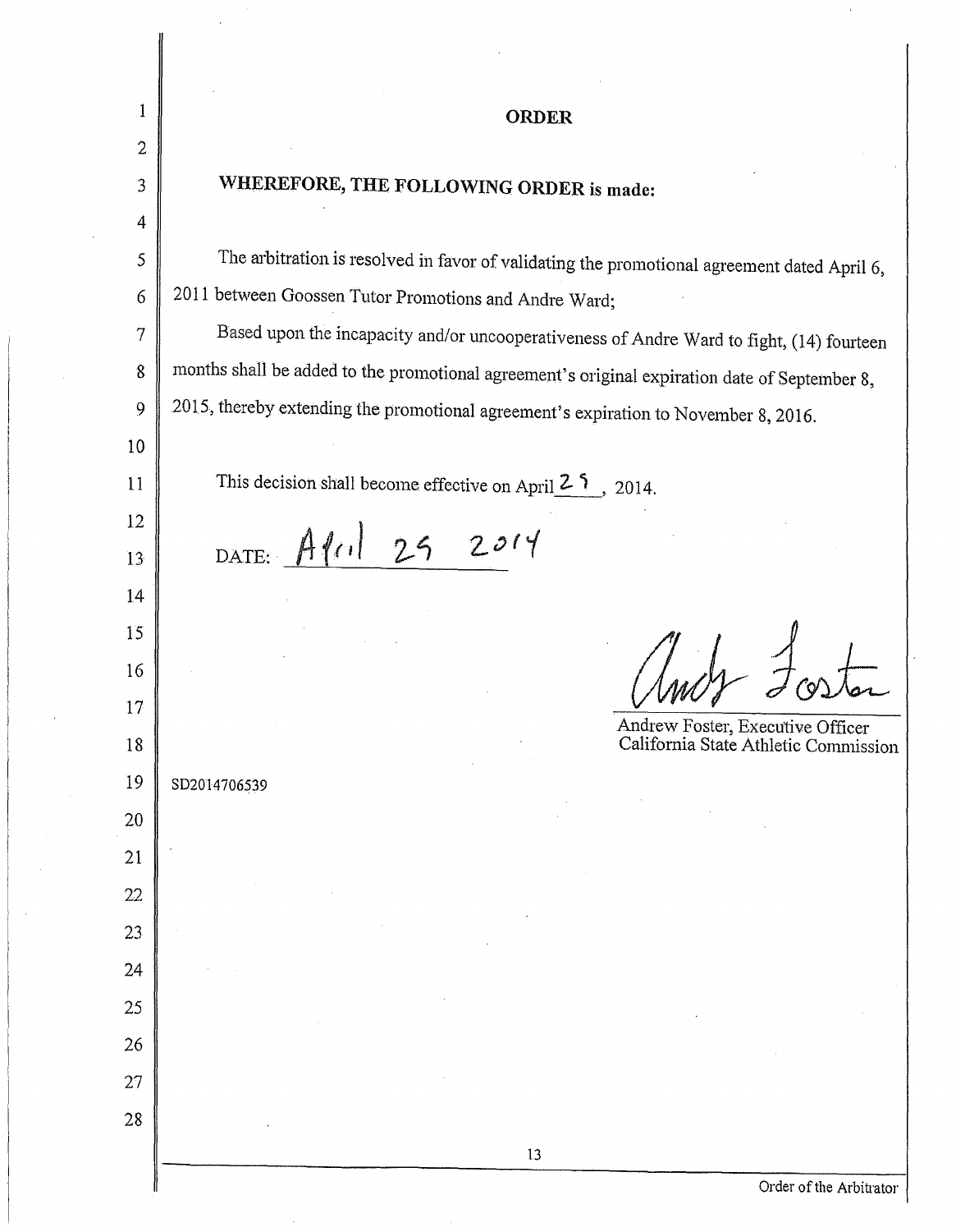# ORDER

**WHEREFORE, THE FOLLOWING ORDER is made:**

The arbitration is resolved in favor of validating the promotional agreement dated April 6, 2011 between Goossen Tutor Promotions and Andre Ward;

Based upon the incapacity and/or uncooperativeness of Andre Ward to fight, (14) fourteen months shall be added to the promotional agreement's original expiration date of September 8, 2015, thereby extending the promotional agreement's expiration to November 8, 2016.

This decision shall become effective on April 25, 2014.

DATE: April 25 2014

Andy Foster

Andrew Foster, Executive Officer
California State Athletic Commission

SD2014706539

Order of the Arbitrator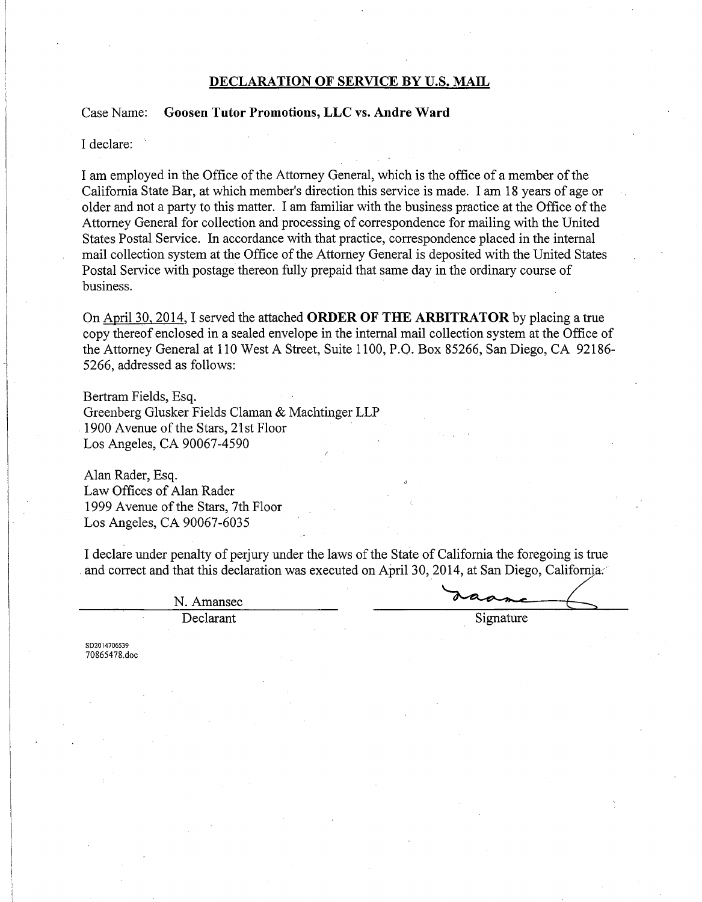## DECLARATION OF SERVICE BY U.S. MAIL

Case Name: **Goosen Tutor Promotions, LLC vs. Andre Ward**

I declare:

I am employed in the Office of the Attorney General, which is the office of a member of the California State Bar, at which member's direction this service is made. I am 18 years of age or older and not a party to this matter. I am familiar with the business practice at the Office of the Attorney General for collection and processing of correspondence for mailing with the United States Postal Service. In accordance with that practice, correspondence placed in the internal mail collection system at the Office of the Attorney General is deposited with the United States Postal Service with postage thereon fully prepaid that same day in the ordinary course of business.

On April 30, 2014, I served the attached **ORDER OF THE ARBITRATOR** by placing a true copy thereof enclosed in a sealed envelope in the internal mail collection system at the Office of the Attorney General at 110 West A Street, Suite 1100, P.O. Box 85266, San Diego, CA 92186-5266, addressed as follows:

Bertram Fields, Esq.
Greenberg Glusker Fields Claman & Machtinger LLP
1900 Avenue of the Stars, 21st Floor
Los Angeles, CA 90067-4590

Alan Rader, Esq.
Law Offices of Alan Rader
1999 Avenue of the Stars, 7th Floor
Los Angeles, CA 90067-6035

I declare under penalty of perjury under the laws of the State of California the foregoing is true and correct and that this declaration was executed on April 30, 2014, at San Diego, California.

| | |
|---|---|
| N. Amansec | [signature] |
| Declarant | Signature |

SD2014706539
70865478.doc